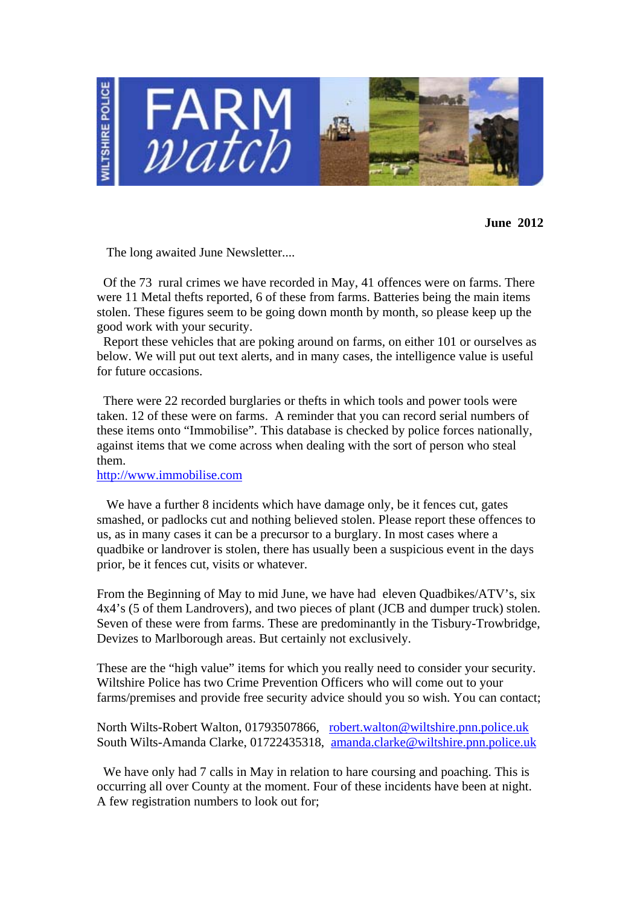# WILTSHIRE POLICE FARM watch

**June 2012**

The long awaited June Newsletter....

Of the 73 rural crimes we have recorded in May, 41 offences were on farms. There were 11 Metal thefts reported, 6 of these from farms. Batteries being the main items stolen. These figures seem to be going down month by month, so please keep up the good work with your security.

Report these vehicles that are poking around on farms, on either 101 or ourselves as below. We will put out text alerts, and in many cases, the intelligence value is useful for future occasions.

There were 22 recorded burglaries or thefts in which tools and power tools were taken. 12 of these were on farms. A reminder that you can record serial numbers of these items onto "Immobilise". This database is checked by police forces nationally, against items that we come across when dealing with the sort of person who steal them.

http://www.immobilise.com

We have a further 8 incidents which have damage only, be it fences cut, gates smashed, or padlocks cut and nothing believed stolen. Please report these offences to us, as in many cases it can be a precursor to a burglary. In most cases where a quadbike or landrover is stolen, there has usually been a suspicious event in the days prior, be it fences cut, visits or whatever.

From the Beginning of May to mid June, we have had eleven Quadbikes/ATV's, six 4x4's (5 of them Landrovers), and two pieces of plant (JCB and dumper truck) stolen. Seven of these were from farms. These are predominantly in the Tisbury-Trowbridge, Devizes to Marlborough areas. But certainly not exclusively.

These are the "high value" items for which you really need to consider your security. Wiltshire Police has two Crime Prevention Officers who will come out to your farms/premises and provide free security advice should you so wish. You can contact;

North Wilts-Robert Walton, 01793507866, robert.walton@wiltshire.pnn.police.uk
South Wilts-Amanda Clarke, 01722435318, amanda.clarke@wiltshire.pnn.police.uk

We have only had 7 calls in May in relation to hare coursing and poaching. This is occurring all over County at the moment. Four of these incidents have been at night. A few registration numbers to look out for;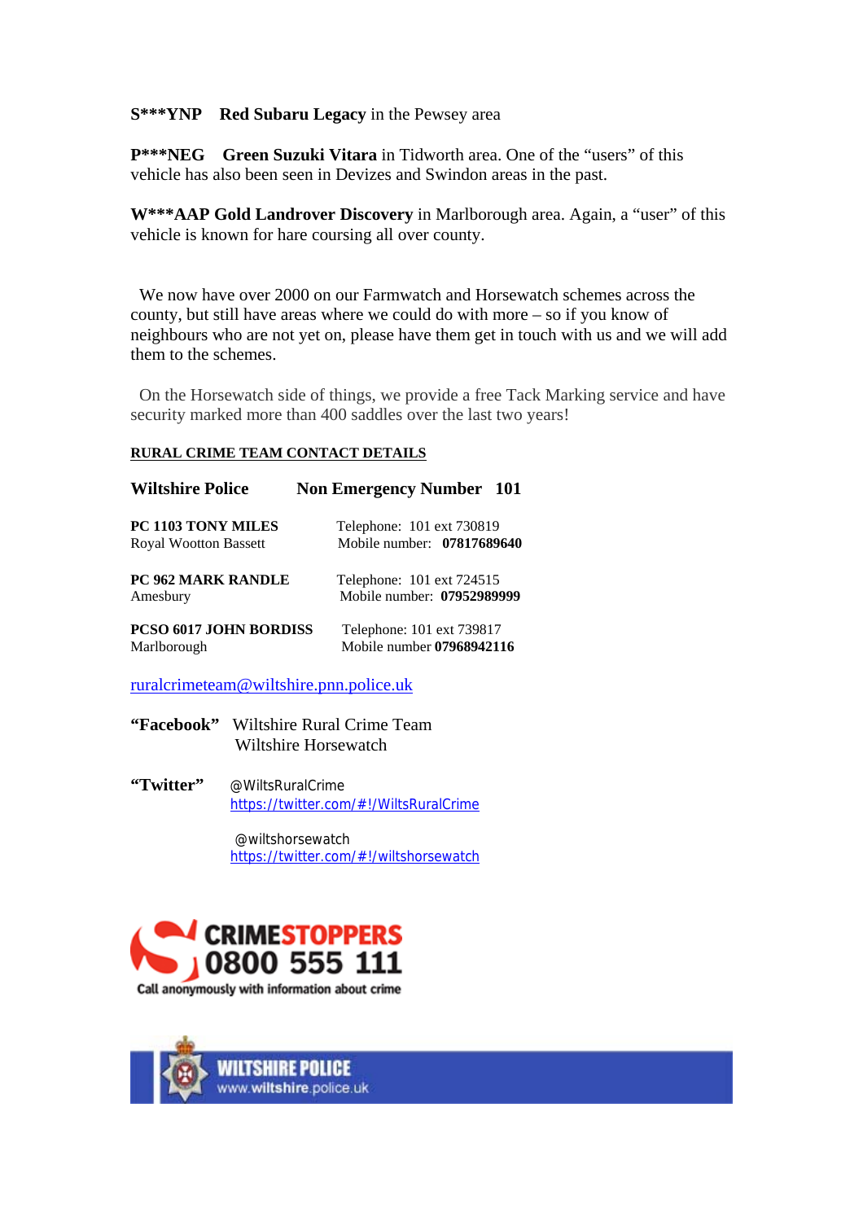**S***YNP Red Subaru Legacy** in the Pewsey area

**P***NEG Green Suzuki Vitara** in Tidworth area. One of the "users" of this vehicle has also been seen in Devizes and Swindon areas in the past.

**W***AAP Gold Landrover Discovery** in Marlborough area. Again, a "user" of this vehicle is known for hare coursing all over county.

We now have over 2000 on our Farmwatch and Horsewatch schemes across the county, but still have areas where we could do with more – so if you know of neighbours who are not yet on, please have them get in touch with us and we will add them to the schemes.

On the Horsewatch side of things, we provide a free Tack Marking service and have security marked more than 400 saddles over the last two years!

**RURAL CRIME TEAM CONTACT DETAILS**

**Wiltshire Police** **Non Emergency Number 101**

**PC 1103 TONY MILES**
Royal Wootton Bassett
Telephone: 101 ext 730819
Mobile number: **07817689640**

**PC 962 MARK RANDLE**
Amesbury
Telephone: 101 ext 724515
Mobile number: **07952989999**

**PCSO 6017 JOHN BORDISS**
Marlborough
Telephone: 101 ext 739817
Mobile number **07968942116**

ruralcrimeteam@wiltshire.pnn.police.uk

**"Facebook"** Wiltshire Rural Crime Team
Wiltshire Horsewatch

**"Twitter"** @WiltsRuralCrime
https://twitter.com/#!/WiltsRuralCrime

@wiltshorsewatch
https://twitter.com/#!/wiltshorsewatch

CRIMESTOPPERS 0800 555 111
Call anonymously with information about crime

WILTSHIRE POLICE
www.wiltshire.police.uk